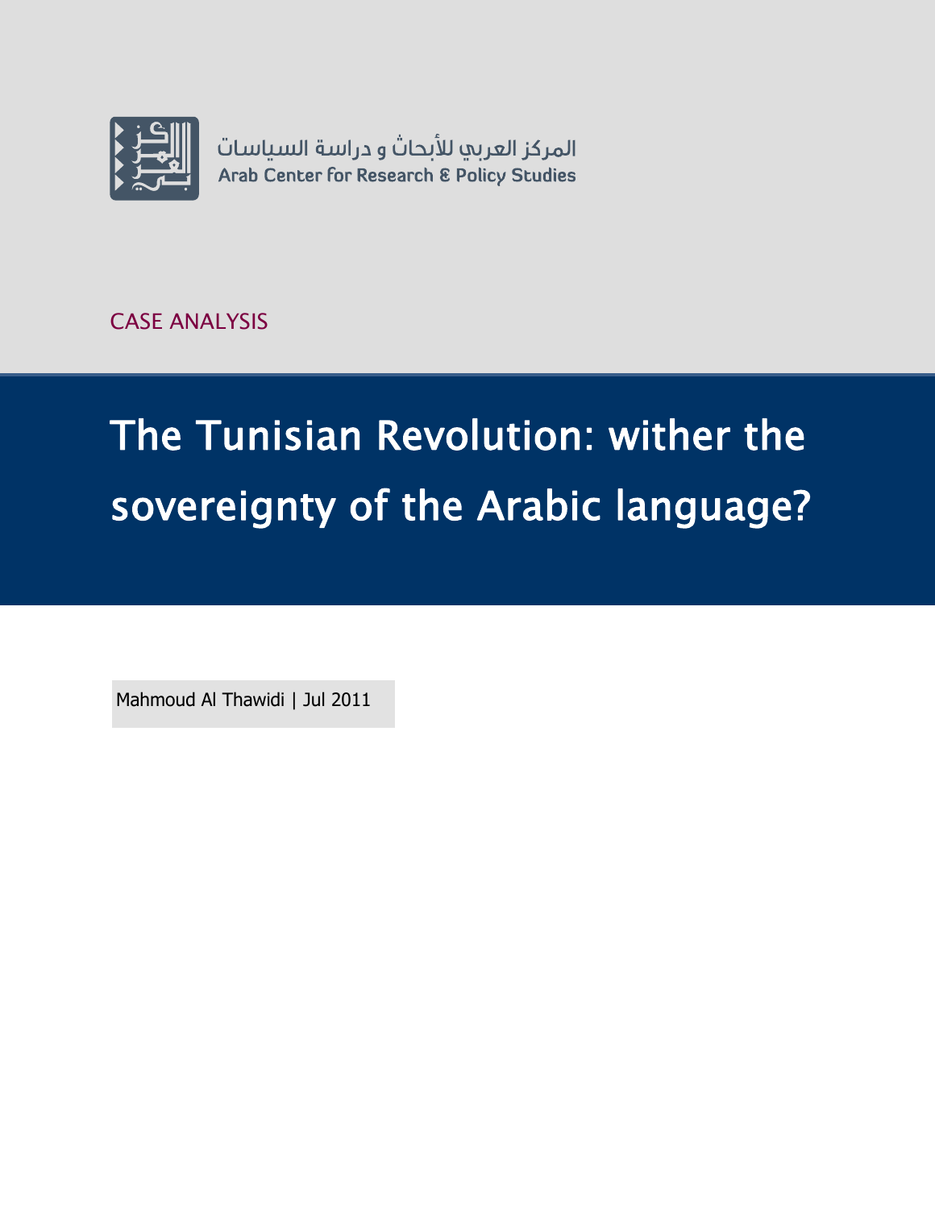المركز العربي للأبحاث و دراسة السياسات
Arab Center for Research & Policy Studies

CASE ANALYSIS

# The Tunisian Revolution: wither the sovereignty of the Arabic language?

Mahmoud Al Thawidi | Jul 2011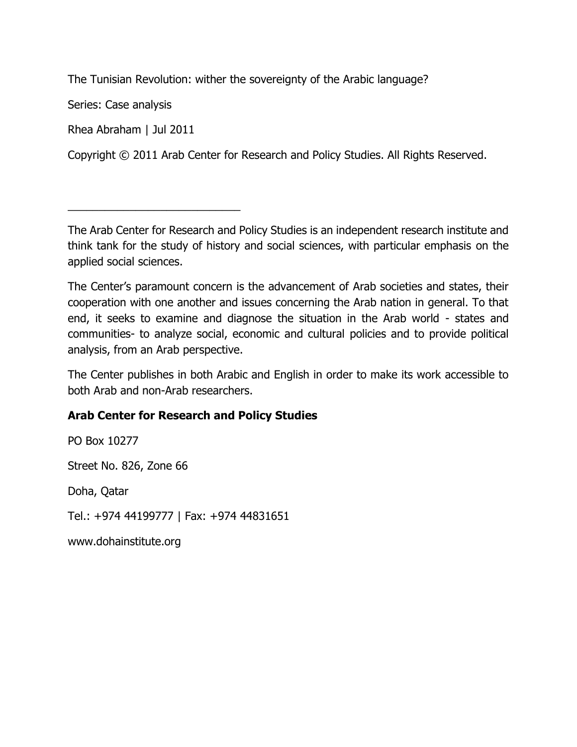The Tunisian Revolution: wither the sovereignty of the Arabic language?

Series: Case analysis

Rhea Abraham | Jul 2011

Copyright © 2011 Arab Center for Research and Policy Studies. All Rights Reserved.

---

The Arab Center for Research and Policy Studies is an independent research institute and think tank for the study of history and social sciences, with particular emphasis on the applied social sciences.

The Center's paramount concern is the advancement of Arab societies and states, their cooperation with one another and issues concerning the Arab nation in general. To that end, it seeks to examine and diagnose the situation in the Arab world - states and communities- to analyze social, economic and cultural policies and to provide political analysis, from an Arab perspective.

The Center publishes in both Arabic and English in order to make its work accessible to both Arab and non-Arab researchers.

**Arab Center for Research and Policy Studies**

PO Box 10277

Street No. 826, Zone 66

Doha, Qatar

Tel.: +974 44199777 | Fax: +974 44831651

www.dohainstitute.org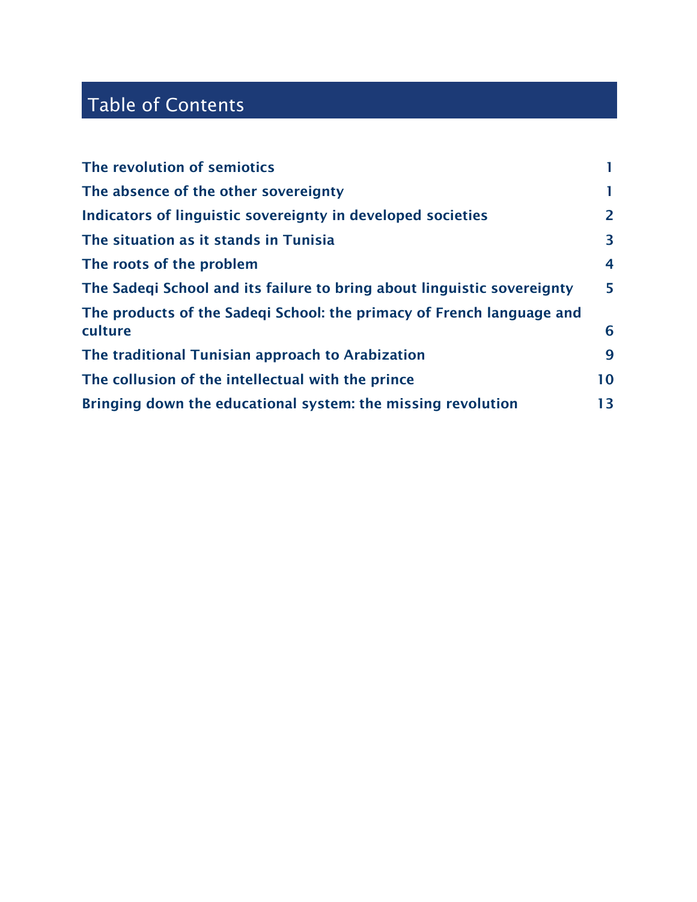# Table of Contents

| | |
|---|---|
| **The revolution of semiotics** | **1** |
| **The absence of the other sovereignty** | **1** |
| **Indicators of linguistic sovereignty in developed societies** | **2** |
| **The situation as it stands in Tunisia** | **3** |
| **The roots of the problem** | **4** |
| **The Sadeqi School and its failure to bring about linguistic sovereignty** | **5** |
| **The products of the Sadeqi School: the primacy of French language and culture** | **6** |
| **The traditional Tunisian approach to Arabization** | **9** |
| **The collusion of the intellectual with the prince** | **10** |
| **Bringing down the educational system: the missing revolution** | **13** |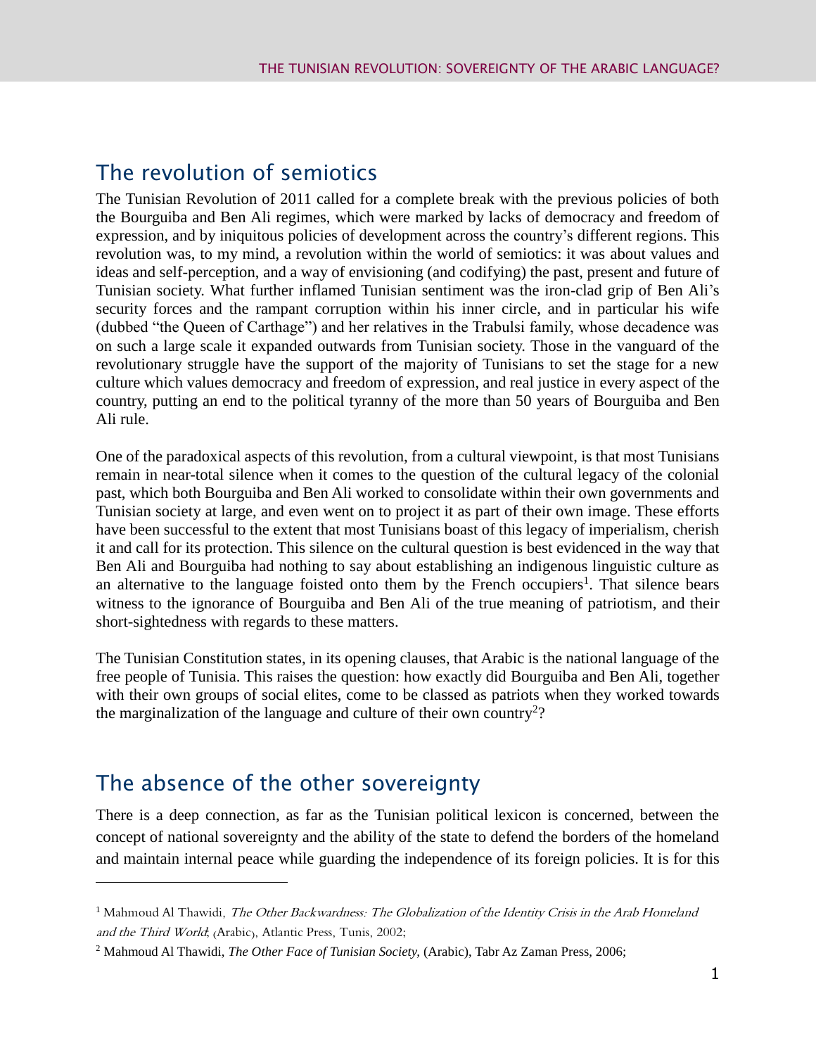## The revolution of semiotics

The Tunisian Revolution of 2011 called for a complete break with the previous policies of both the Bourguiba and Ben Ali regimes, which were marked by lacks of democracy and freedom of expression, and by iniquitous policies of development across the country's different regions. This revolution was, to my mind, a revolution within the world of semiotics: it was about values and ideas and self-perception, and a way of envisioning (and codifying) the past, present and future of Tunisian society. What further inflamed Tunisian sentiment was the iron-clad grip of Ben Ali's security forces and the rampant corruption within his inner circle, and in particular his wife (dubbed "the Queen of Carthage") and her relatives in the Trabulsi family, whose decadence was on such a large scale it expanded outwards from Tunisian society. Those in the vanguard of the revolutionary struggle have the support of the majority of Tunisians to set the stage for a new culture which values democracy and freedom of expression, and real justice in every aspect of the country, putting an end to the political tyranny of the more than 50 years of Bourguiba and Ben Ali rule.

One of the paradoxical aspects of this revolution, from a cultural viewpoint, is that most Tunisians remain in near-total silence when it comes to the question of the cultural legacy of the colonial past, which both Bourguiba and Ben Ali worked to consolidate within their own governments and Tunisian society at large, and even went on to project it as part of their own image. These efforts have been successful to the extent that most Tunisians boast of this legacy of imperialism, cherish it and call for its protection. This silence on the cultural question is best evidenced in the way that Ben Ali and Bourguiba had nothing to say about establishing an indigenous linguistic culture as an alternative to the language foisted onto them by the French occupiers[1]. That silence bears witness to the ignorance of Bourguiba and Ben Ali of the true meaning of patriotism, and their short-sightedness with regards to these matters.

The Tunisian Constitution states, in its opening clauses, that Arabic is the national language of the free people of Tunisia. This raises the question: how exactly did Bourguiba and Ben Ali, together with their own groups of social elites, come to be classed as patriots when they worked towards the marginalization of the language and culture of their own country[2]?

## The absence of the other sovereignty

There is a deep connection, as far as the Tunisian political lexicon is concerned, between the concept of national sovereignty and the ability of the state to defend the borders of the homeland and maintain internal peace while guarding the independence of its foreign policies. It is for this

---

[1] Mahmoud Al Thawidi, *The Other Backwardness: The Globalization of the Identity Crisis in the Arab Homeland and the Third World*; (Arabic), Atlantic Press, Tunis, 2002;

[2] Mahmoud Al Thawidi, *The Other Face of Tunisian Society,* (Arabic), Tabr Az Zaman Press, 2006;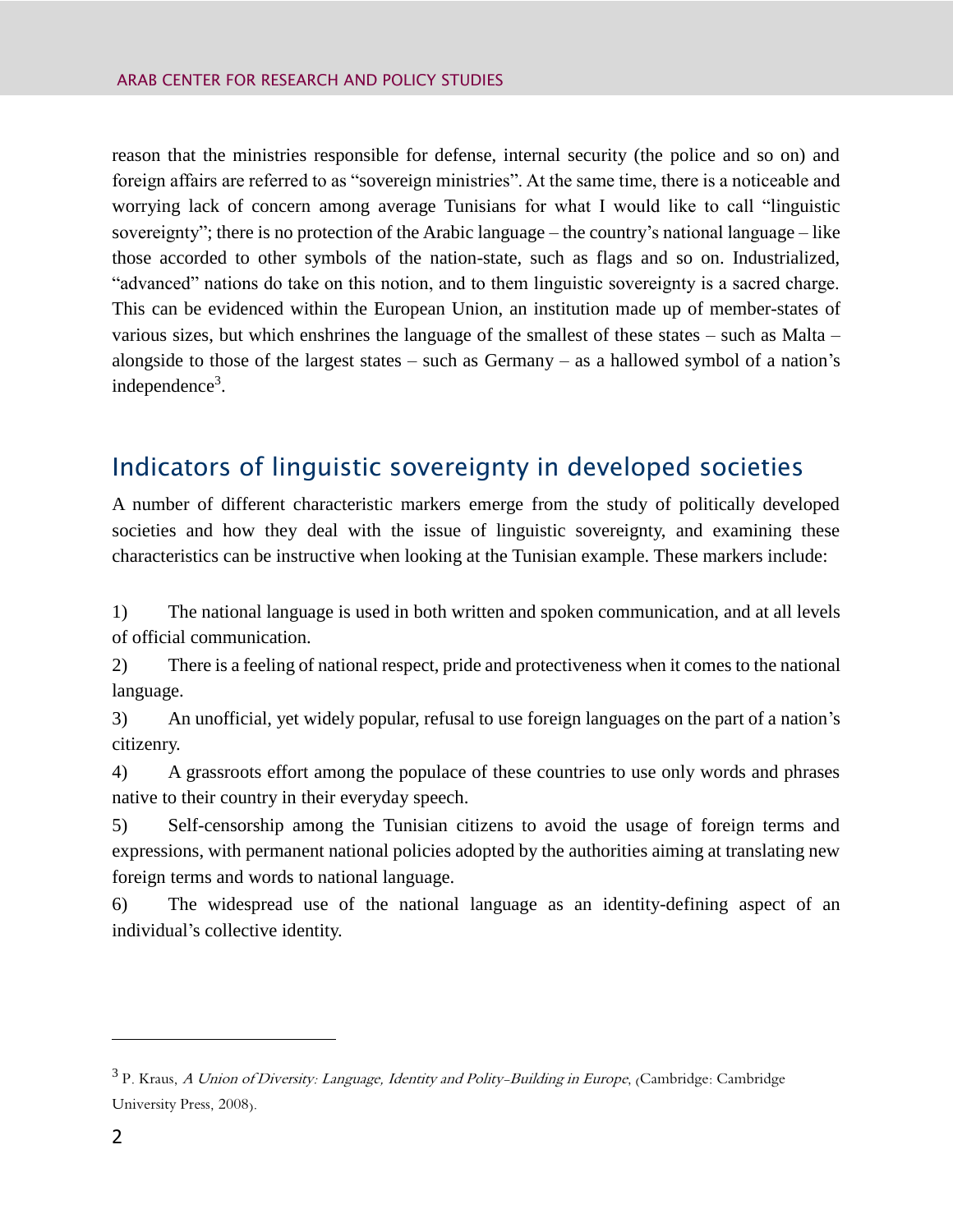reason that the ministries responsible for defense, internal security (the police and so on) and foreign affairs are referred to as "sovereign ministries". At the same time, there is a noticeable and worrying lack of concern among average Tunisians for what I would like to call "linguistic sovereignty"; there is no protection of the Arabic language – the country's national language – like those accorded to other symbols of the nation-state, such as flags and so on. Industrialized, "advanced" nations do take on this notion, and to them linguistic sovereignty is a sacred charge. This can be evidenced within the European Union, an institution made up of member-states of various sizes, but which enshrines the language of the smallest of these states – such as Malta – alongside to those of the largest states – such as Germany – as a hallowed symbol of a nation's independence[3].

## Indicators of linguistic sovereignty in developed societies

A number of different characteristic markers emerge from the study of politically developed societies and how they deal with the issue of linguistic sovereignty, and examining these characteristics can be instructive when looking at the Tunisian example. These markers include:

1) The national language is used in both written and spoken communication, and at all levels of official communication.

2) There is a feeling of national respect, pride and protectiveness when it comes to the national language.

3) An unofficial, yet widely popular, refusal to use foreign languages on the part of a nation's citizenry.

4) A grassroots effort among the populace of these countries to use only words and phrases native to their country in their everyday speech.

5) Self-censorship among the Tunisian citizens to avoid the usage of foreign terms and expressions, with permanent national policies adopted by the authorities aiming at translating new foreign terms and words to national language.

6) The widespread use of the national language as an identity-defining aspect of an individual's collective identity.

---

[3] P. Kraus, *A Union of Diversity: Language, Identity and Polity-Building in Europe*, (Cambridge: Cambridge University Press, 2008).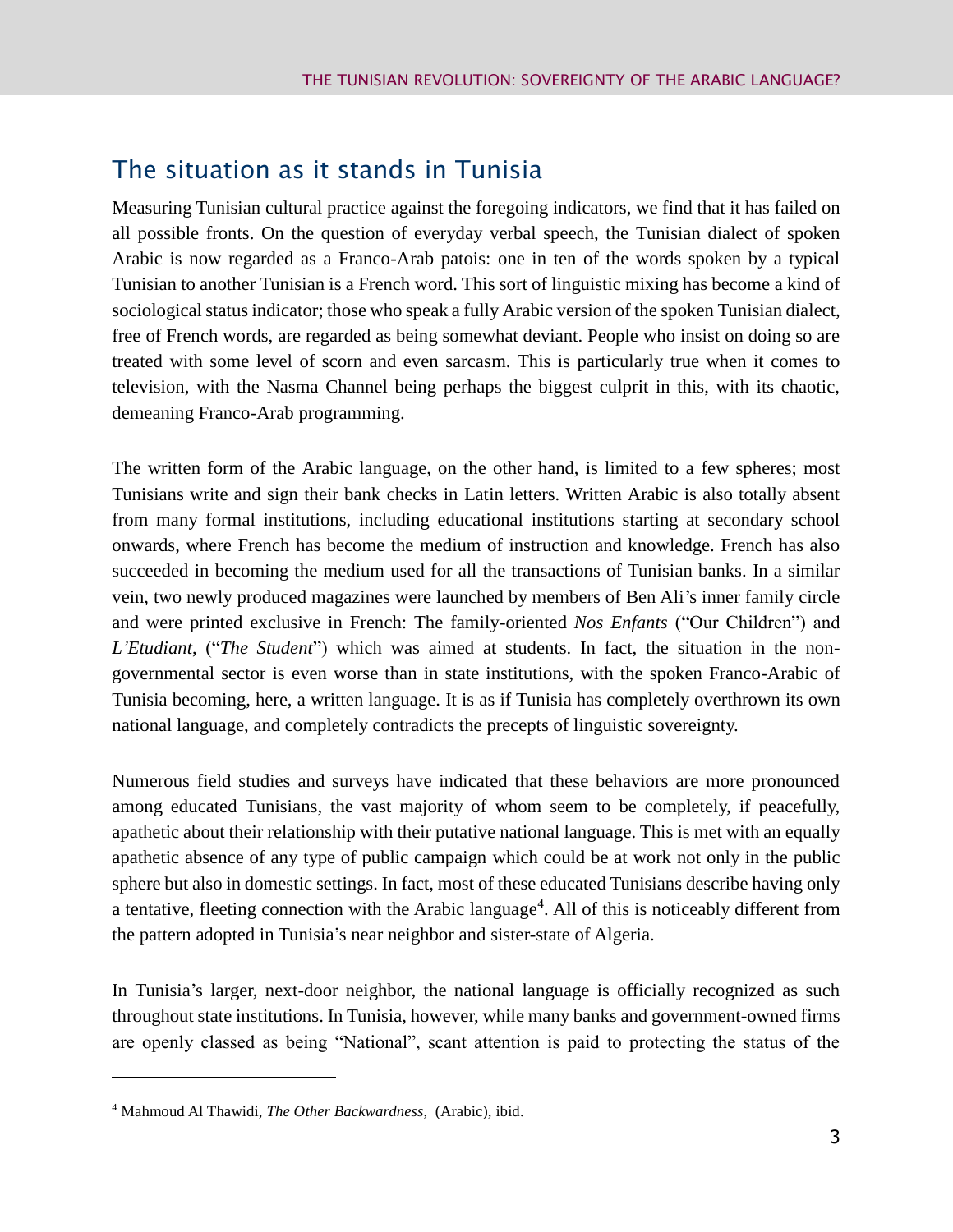## The situation as it stands in Tunisia

Measuring Tunisian cultural practice against the foregoing indicators, we find that it has failed on all possible fronts. On the question of everyday verbal speech, the Tunisian dialect of spoken Arabic is now regarded as a Franco-Arab patois: one in ten of the words spoken by a typical Tunisian to another Tunisian is a French word. This sort of linguistic mixing has become a kind of sociological status indicator; those who speak a fully Arabic version of the spoken Tunisian dialect, free of French words, are regarded as being somewhat deviant. People who insist on doing so are treated with some level of scorn and even sarcasm. This is particularly true when it comes to television, with the Nasma Channel being perhaps the biggest culprit in this, with its chaotic, demeaning Franco-Arab programming.

The written form of the Arabic language, on the other hand, is limited to a few spheres; most Tunisians write and sign their bank checks in Latin letters. Written Arabic is also totally absent from many formal institutions, including educational institutions starting at secondary school onwards, where French has become the medium of instruction and knowledge. French has also succeeded in becoming the medium used for all the transactions of Tunisian banks. In a similar vein, two newly produced magazines were launched by members of Ben Ali's inner family circle and were printed exclusive in French: The family-oriented *Nos Enfants* ("Our Children") and *L'Etudiant*, ("*The Student*") which was aimed at students. In fact, the situation in the non-governmental sector is even worse than in state institutions, with the spoken Franco-Arabic of Tunisia becoming, here, a written language. It is as if Tunisia has completely overthrown its own national language, and completely contradicts the precepts of linguistic sovereignty.

Numerous field studies and surveys have indicated that these behaviors are more pronounced among educated Tunisians, the vast majority of whom seem to be completely, if peacefully, apathetic about their relationship with their putative national language. This is met with an equally apathetic absence of any type of public campaign which could be at work not only in the public sphere but also in domestic settings. In fact, most of these educated Tunisians describe having only a tentative, fleeting connection with the Arabic language[4]. All of this is noticeably different from the pattern adopted in Tunisia's near neighbor and sister-state of Algeria.

In Tunisia's larger, next-door neighbor, the national language is officially recognized as such throughout state institutions. In Tunisia, however, while many banks and government-owned firms are openly classed as being "National", scant attention is paid to protecting the status of the

---

[4] Mahmoud Al Thawidi, *The Other Backwardness*, (Arabic), ibid.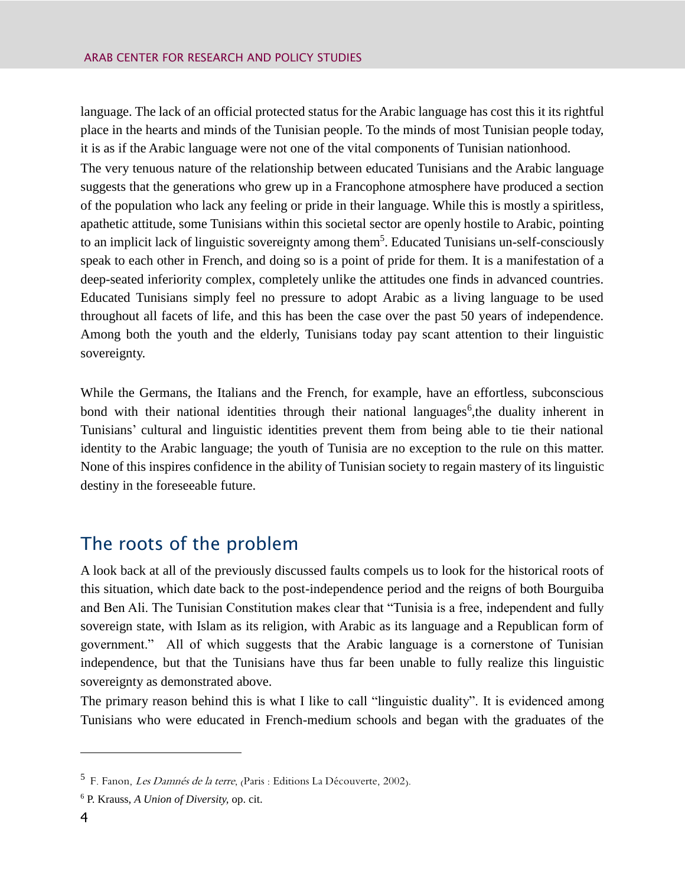language. The lack of an official protected status for the Arabic language has cost this it its rightful place in the hearts and minds of the Tunisian people. To the minds of most Tunisian people today, it is as if the Arabic language were not one of the vital components of Tunisian nationhood.

The very tenuous nature of the relationship between educated Tunisians and the Arabic language suggests that the generations who grew up in a Francophone atmosphere have produced a section of the population who lack any feeling or pride in their language. While this is mostly a spiritless, apathetic attitude, some Tunisians within this societal sector are openly hostile to Arabic, pointing to an implicit lack of linguistic sovereignty among them[5]. Educated Tunisians un-self-consciously speak to each other in French, and doing so is a point of pride for them. It is a manifestation of a deep-seated inferiority complex, completely unlike the attitudes one finds in advanced countries. Educated Tunisians simply feel no pressure to adopt Arabic as a living language to be used throughout all facets of life, and this has been the case over the past 50 years of independence. Among both the youth and the elderly, Tunisians today pay scant attention to their linguistic sovereignty.

While the Germans, the Italians and the French, for example, have an effortless, subconscious bond with their national identities through their national languages[6],the duality inherent in Tunisians' cultural and linguistic identities prevent them from being able to tie their national identity to the Arabic language; the youth of Tunisia are no exception to the rule on this matter. None of this inspires confidence in the ability of Tunisian society to regain mastery of its linguistic destiny in the foreseeable future.

## The roots of the problem

A look back at all of the previously discussed faults compels us to look for the historical roots of this situation, which date back to the post-independence period and the reigns of both Bourguiba and Ben Ali. The Tunisian Constitution makes clear that "Tunisia is a free, independent and fully sovereign state, with Islam as its religion, with Arabic as its language and a Republican form of government." All of which suggests that the Arabic language is a cornerstone of Tunisian independence, but that the Tunisians have thus far been unable to fully realize this linguistic sovereignty as demonstrated above.

The primary reason behind this is what I like to call "linguistic duality". It is evidenced among Tunisians who were educated in French-medium schools and began with the graduates of the

---

[5] F. Fanon, *Les Damnés de la terre*, (Paris : Editions La Découverte, 2002).

[6] P. Krauss, *A Union of Diversity,* op. cit.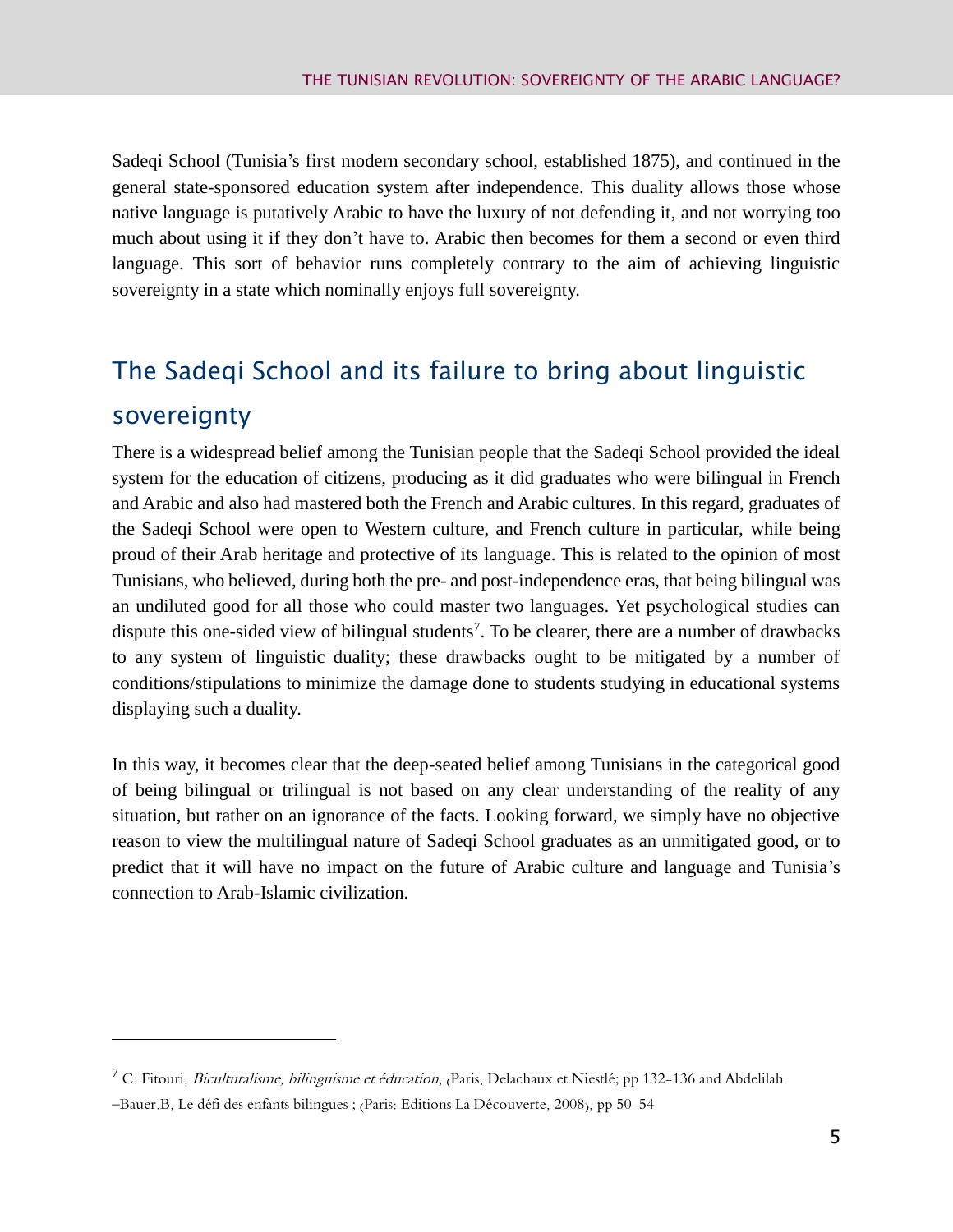Sadeqi School (Tunisia's first modern secondary school, established 1875), and continued in the general state-sponsored education system after independence. This duality allows those whose native language is putatively Arabic to have the luxury of not defending it, and not worrying too much about using it if they don't have to. Arabic then becomes for them a second or even third language. This sort of behavior runs completely contrary to the aim of achieving linguistic sovereignty in a state which nominally enjoys full sovereignty.

## The Sadeqi School and its failure to bring about linguistic sovereignty

There is a widespread belief among the Tunisian people that the Sadeqi School provided the ideal system for the education of citizens, producing as it did graduates who were bilingual in French and Arabic and also had mastered both the French and Arabic cultures. In this regard, graduates of the Sadeqi School were open to Western culture, and French culture in particular, while being proud of their Arab heritage and protective of its language. This is related to the opinion of most Tunisians, who believed, during both the pre- and post-independence eras, that being bilingual was an undiluted good for all those who could master two languages. Yet psychological studies can dispute this one-sided view of bilingual students[7]. To be clearer, there are a number of drawbacks to any system of linguistic duality; these drawbacks ought to be mitigated by a number of conditions/stipulations to minimize the damage done to students studying in educational systems displaying such a duality.

In this way, it becomes clear that the deep-seated belief among Tunisians in the categorical good of being bilingual or trilingual is not based on any clear understanding of the reality of any situation, but rather on an ignorance of the facts. Looking forward, we simply have no objective reason to view the multilingual nature of Sadeqi School graduates as an unmitigated good, or to predict that it will have no impact on the future of Arabic culture and language and Tunisia's connection to Arab-Islamic civilization.

---

[7] C. Fitouri, *Biculturalisme, bilinguisme et éducation*, (Paris, Delachaux et Niestlé; pp 132-136 and Abdelilah –Bauer.B, Le défi des enfants bilingues ; (Paris: Editions La Découverte, 2008), pp 50-54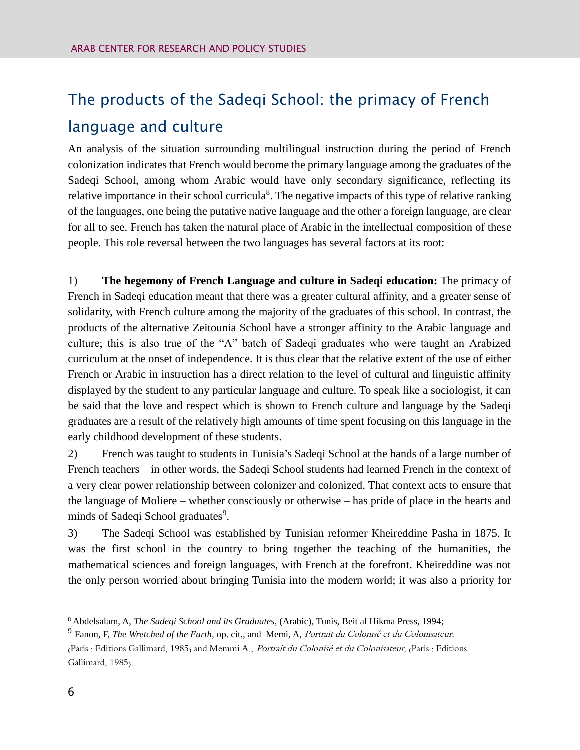## The products of the Sadeqi School: the primacy of French language and culture

An analysis of the situation surrounding multilingual instruction during the period of French colonization indicates that French would become the primary language among the graduates of the Sadeqi School, among whom Arabic would have only secondary significance, reflecting its relative importance in their school curricula[8]. The negative impacts of this type of relative ranking of the languages, one being the putative native language and the other a foreign language, are clear for all to see. French has taken the natural place of Arabic in the intellectual composition of these people. This role reversal between the two languages has several factors at its root:

1) **The hegemony of French Language and culture in Sadeqi education:** The primacy of French in Sadeqi education meant that there was a greater cultural affinity, and a greater sense of solidarity, with French culture among the majority of the graduates of this school. In contrast, the products of the alternative Zeitounia School have a stronger affinity to the Arabic language and culture; this is also true of the "A" batch of Sadeqi graduates who were taught an Arabized curriculum at the onset of independence. It is thus clear that the relative extent of the use of either French or Arabic in instruction has a direct relation to the level of cultural and linguistic affinity displayed by the student to any particular language and culture. To speak like a sociologist, it can be said that the love and respect which is shown to French culture and language by the Sadeqi graduates are a result of the relatively high amounts of time spent focusing on this language in the early childhood development of these students.

2) French was taught to students in Tunisia's Sadeqi School at the hands of a large number of French teachers – in other words, the Sadeqi School students had learned French in the context of a very clear power relationship between colonizer and colonized. That context acts to ensure that the language of Moliere – whether consciously or otherwise – has pride of place in the hearts and minds of Sadeqi School graduates[9].

3) The Sadeqi School was established by Tunisian reformer Kheireddine Pasha in 1875. It was the first school in the country to bring together the teaching of the humanities, the mathematical sciences and foreign languages, with French at the forefront. Kheireddine was not the only person worried about bringing Tunisia into the modern world; it was also a priority for

---

[8] Abdelsalam, A, *The Sadeqi School and its Graduates*, (Arabic), Tunis, Beit al Hikma Press, 1994;

[9] Fanon, F, *The Wretched of the Earth*, op. cit., and Memi, A, *Portrait du Colonisé et du Colonisateur*, (Paris : Editions Gallimard, 1985) and Memmi A., *Portrait du Colonisé et du Colonisateur*, (Paris : Editions Gallimard, 1985).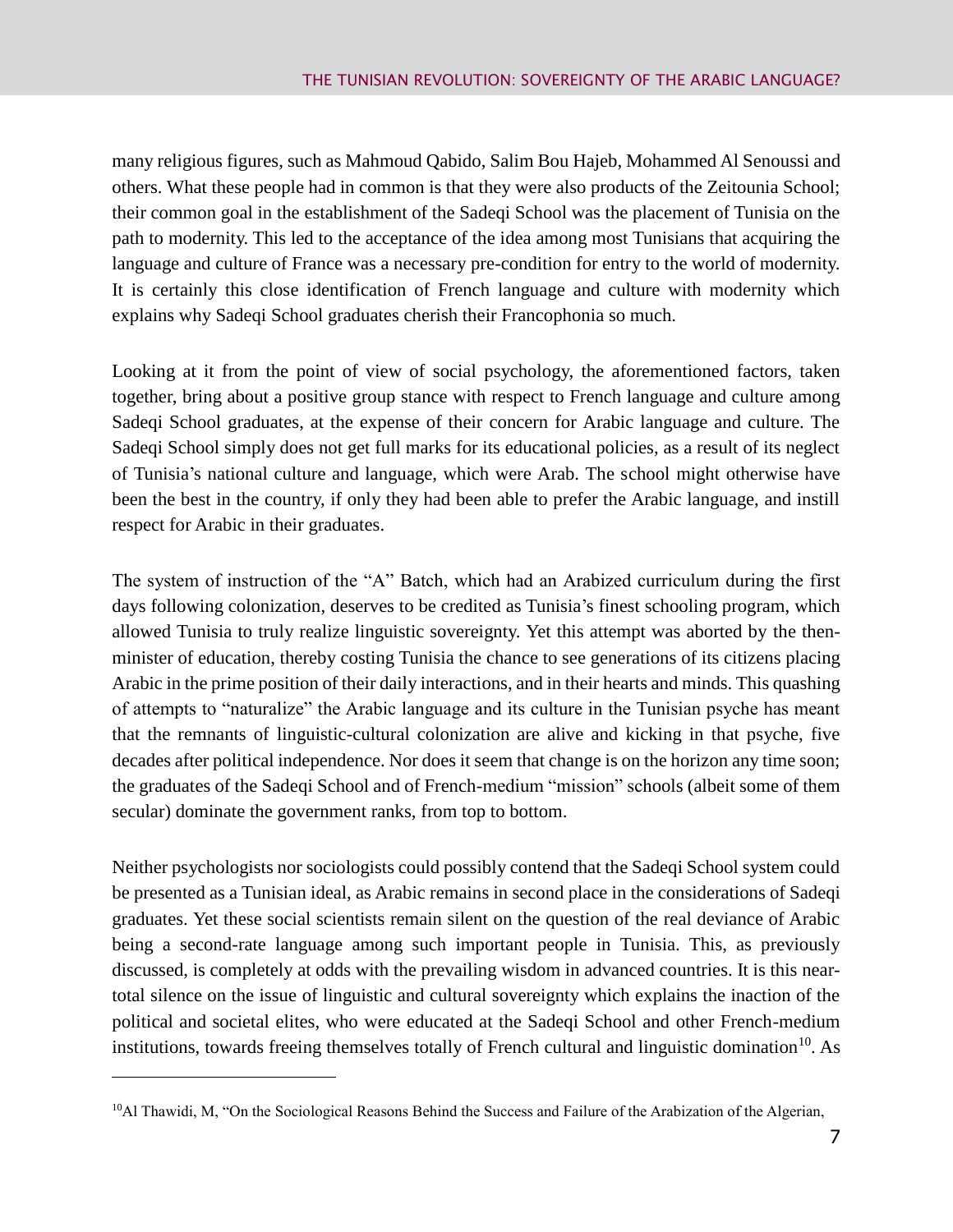many religious figures, such as Mahmoud Qabido, Salim Bou Hajeb, Mohammed Al Senoussi and others. What these people had in common is that they were also products of the Zeitounia School; their common goal in the establishment of the Sadeqi School was the placement of Tunisia on the path to modernity. This led to the acceptance of the idea among most Tunisians that acquiring the language and culture of France was a necessary pre-condition for entry to the world of modernity. It is certainly this close identification of French language and culture with modernity which explains why Sadeqi School graduates cherish their Francophonia so much.

Looking at it from the point of view of social psychology, the aforementioned factors, taken together, bring about a positive group stance with respect to French language and culture among Sadeqi School graduates, at the expense of their concern for Arabic language and culture. The Sadeqi School simply does not get full marks for its educational policies, as a result of its neglect of Tunisia's national culture and language, which were Arab. The school might otherwise have been the best in the country, if only they had been able to prefer the Arabic language, and instill respect for Arabic in their graduates.

The system of instruction of the "A" Batch, which had an Arabized curriculum during the first days following colonization, deserves to be credited as Tunisia's finest schooling program, which allowed Tunisia to truly realize linguistic sovereignty. Yet this attempt was aborted by the then-minister of education, thereby costing Tunisia the chance to see generations of its citizens placing Arabic in the prime position of their daily interactions, and in their hearts and minds. This quashing of attempts to "naturalize" the Arabic language and its culture in the Tunisian psyche has meant that the remnants of linguistic-cultural colonization are alive and kicking in that psyche, five decades after political independence. Nor does it seem that change is on the horizon any time soon; the graduates of the Sadeqi School and of French-medium "mission" schools (albeit some of them secular) dominate the government ranks, from top to bottom.

Neither psychologists nor sociologists could possibly contend that the Sadeqi School system could be presented as a Tunisian ideal, as Arabic remains in second place in the considerations of Sadeqi graduates. Yet these social scientists remain silent on the question of the real deviance of Arabic being a second-rate language among such important people in Tunisia. This, as previously discussed, is completely at odds with the prevailing wisdom in advanced countries. It is this near-total silence on the issue of linguistic and cultural sovereignty which explains the inaction of the political and societal elites, who were educated at the Sadeqi School and other French-medium institutions, towards freeing themselves totally of French cultural and linguistic domination[10]. As

---

[10] Al Thawidi, M, "On the Sociological Reasons Behind the Success and Failure of the Arabization of the Algerian,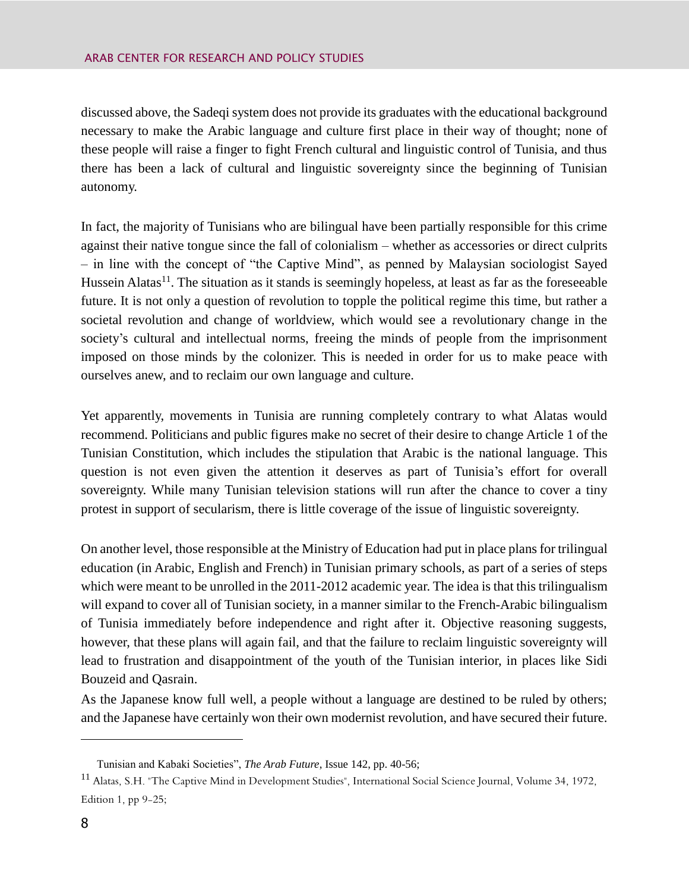discussed above, the Sadeqi system does not provide its graduates with the educational background necessary to make the Arabic language and culture first place in their way of thought; none of these people will raise a finger to fight French cultural and linguistic control of Tunisia, and thus there has been a lack of cultural and linguistic sovereignty since the beginning of Tunisian autonomy.

In fact, the majority of Tunisians who are bilingual have been partially responsible for this crime against their native tongue since the fall of colonialism – whether as accessories or direct culprits – in line with the concept of "the Captive Mind", as penned by Malaysian sociologist Sayed Hussein Alatas[11]. The situation as it stands is seemingly hopeless, at least as far as the foreseeable future. It is not only a question of revolution to topple the political regime this time, but rather a societal revolution and change of worldview, which would see a revolutionary change in the society's cultural and intellectual norms, freeing the minds of people from the imprisonment imposed on those minds by the colonizer. This is needed in order for us to make peace with ourselves anew, and to reclaim our own language and culture.

Yet apparently, movements in Tunisia are running completely contrary to what Alatas would recommend. Politicians and public figures make no secret of their desire to change Article 1 of the Tunisian Constitution, which includes the stipulation that Arabic is the national language. This question is not even given the attention it deserves as part of Tunisia's effort for overall sovereignty. While many Tunisian television stations will run after the chance to cover a tiny protest in support of secularism, there is little coverage of the issue of linguistic sovereignty.

On another level, those responsible at the Ministry of Education had put in place plans for trilingual education (in Arabic, English and French) in Tunisian primary schools, as part of a series of steps which were meant to be unrolled in the 2011-2012 academic year. The idea is that this trilingualism will expand to cover all of Tunisian society, in a manner similar to the French-Arabic bilingualism of Tunisia immediately before independence and right after it. Objective reasoning suggests, however, that these plans will again fail, and that the failure to reclaim linguistic sovereignty will lead to frustration and disappointment of the youth of the Tunisian interior, in places like Sidi Bouzeid and Qasrain.

As the Japanese know full well, a people without a language are destined to be ruled by others; and the Japanese have certainly won their own modernist revolution, and have secured their future.

---

Tunisian and Kabaki Societies", *The Arab Future*, Issue 142, pp. 40-56;

[11] Alatas, S.H. "The Captive Mind in Development Studies", International Social Science Journal, Volume 34, 1972, Edition 1, pp 9-25;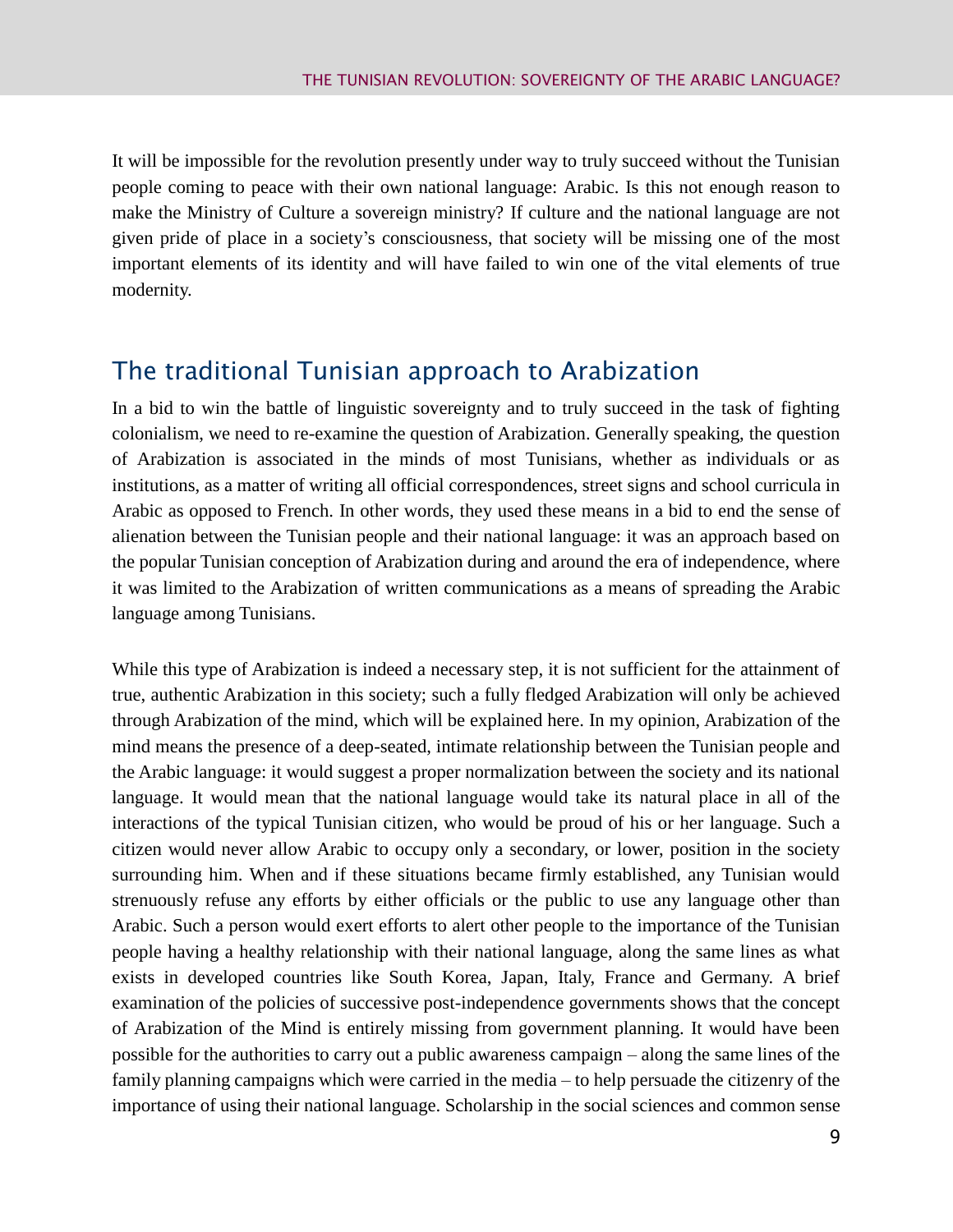It will be impossible for the revolution presently under way to truly succeed without the Tunisian people coming to peace with their own national language: Arabic. Is this not enough reason to make the Ministry of Culture a sovereign ministry? If culture and the national language are not given pride of place in a society's consciousness, that society will be missing one of the most important elements of its identity and will have failed to win one of the vital elements of true modernity.

## The traditional Tunisian approach to Arabization

In a bid to win the battle of linguistic sovereignty and to truly succeed in the task of fighting colonialism, we need to re-examine the question of Arabization. Generally speaking, the question of Arabization is associated in the minds of most Tunisians, whether as individuals or as institutions, as a matter of writing all official correspondences, street signs and school curricula in Arabic as opposed to French. In other words, they used these means in a bid to end the sense of alienation between the Tunisian people and their national language: it was an approach based on the popular Tunisian conception of Arabization during and around the era of independence, where it was limited to the Arabization of written communications as a means of spreading the Arabic language among Tunisians.

While this type of Arabization is indeed a necessary step, it is not sufficient for the attainment of true, authentic Arabization in this society; such a fully fledged Arabization will only be achieved through Arabization of the mind, which will be explained here. In my opinion, Arabization of the mind means the presence of a deep-seated, intimate relationship between the Tunisian people and the Arabic language: it would suggest a proper normalization between the society and its national language. It would mean that the national language would take its natural place in all of the interactions of the typical Tunisian citizen, who would be proud of his or her language. Such a citizen would never allow Arabic to occupy only a secondary, or lower, position in the society surrounding him. When and if these situations became firmly established, any Tunisian would strenuously refuse any efforts by either officials or the public to use any language other than Arabic. Such a person would exert efforts to alert other people to the importance of the Tunisian people having a healthy relationship with their national language, along the same lines as what exists in developed countries like South Korea, Japan, Italy, France and Germany. A brief examination of the policies of successive post-independence governments shows that the concept of Arabization of the Mind is entirely missing from government planning. It would have been possible for the authorities to carry out a public awareness campaign – along the same lines of the family planning campaigns which were carried in the media – to help persuade the citizenry of the importance of using their national language. Scholarship in the social sciences and common sense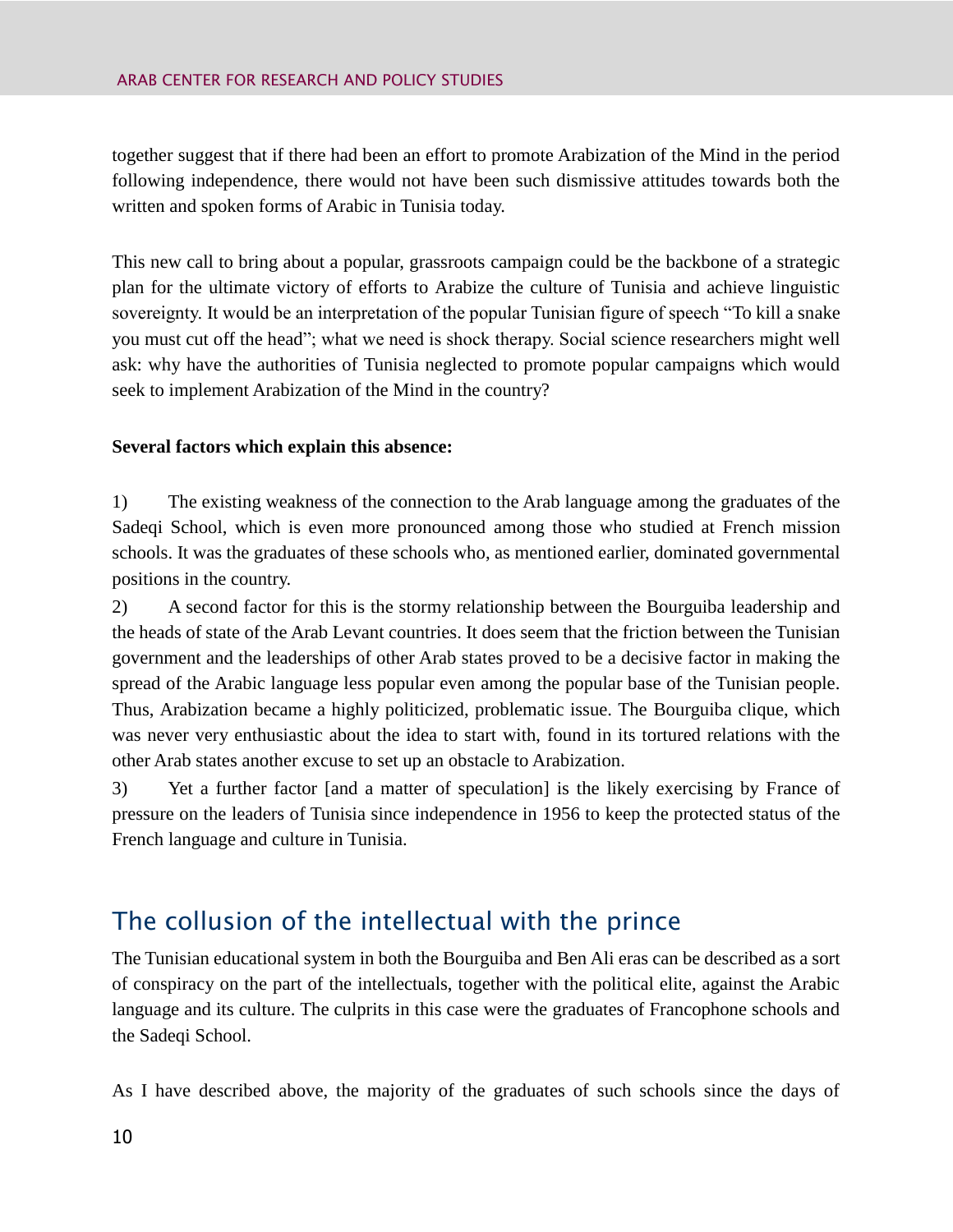together suggest that if there had been an effort to promote Arabization of the Mind in the period following independence, there would not have been such dismissive attitudes towards both the written and spoken forms of Arabic in Tunisia today.

This new call to bring about a popular, grassroots campaign could be the backbone of a strategic plan for the ultimate victory of efforts to Arabize the culture of Tunisia and achieve linguistic sovereignty. It would be an interpretation of the popular Tunisian figure of speech "To kill a snake you must cut off the head"; what we need is shock therapy. Social science researchers might well ask: why have the authorities of Tunisia neglected to promote popular campaigns which would seek to implement Arabization of the Mind in the country?

**Several factors which explain this absence:**

1) The existing weakness of the connection to the Arab language among the graduates of the Sadeqi School, which is even more pronounced among those who studied at French mission schools. It was the graduates of these schools who, as mentioned earlier, dominated governmental positions in the country.

2) A second factor for this is the stormy relationship between the Bourguiba leadership and the heads of state of the Arab Levant countries. It does seem that the friction between the Tunisian government and the leaderships of other Arab states proved to be a decisive factor in making the spread of the Arabic language less popular even among the popular base of the Tunisian people. Thus, Arabization became a highly politicized, problematic issue. The Bourguiba clique, which was never very enthusiastic about the idea to start with, found in its tortured relations with the other Arab states another excuse to set up an obstacle to Arabization.

3) Yet a further factor [and a matter of speculation] is the likely exercising by France of pressure on the leaders of Tunisia since independence in 1956 to keep the protected status of the French language and culture in Tunisia.

## The collusion of the intellectual with the prince

The Tunisian educational system in both the Bourguiba and Ben Ali eras can be described as a sort of conspiracy on the part of the intellectuals, together with the political elite, against the Arabic language and its culture. The culprits in this case were the graduates of Francophone schools and the Sadeqi School.

As I have described above, the majority of the graduates of such schools since the days of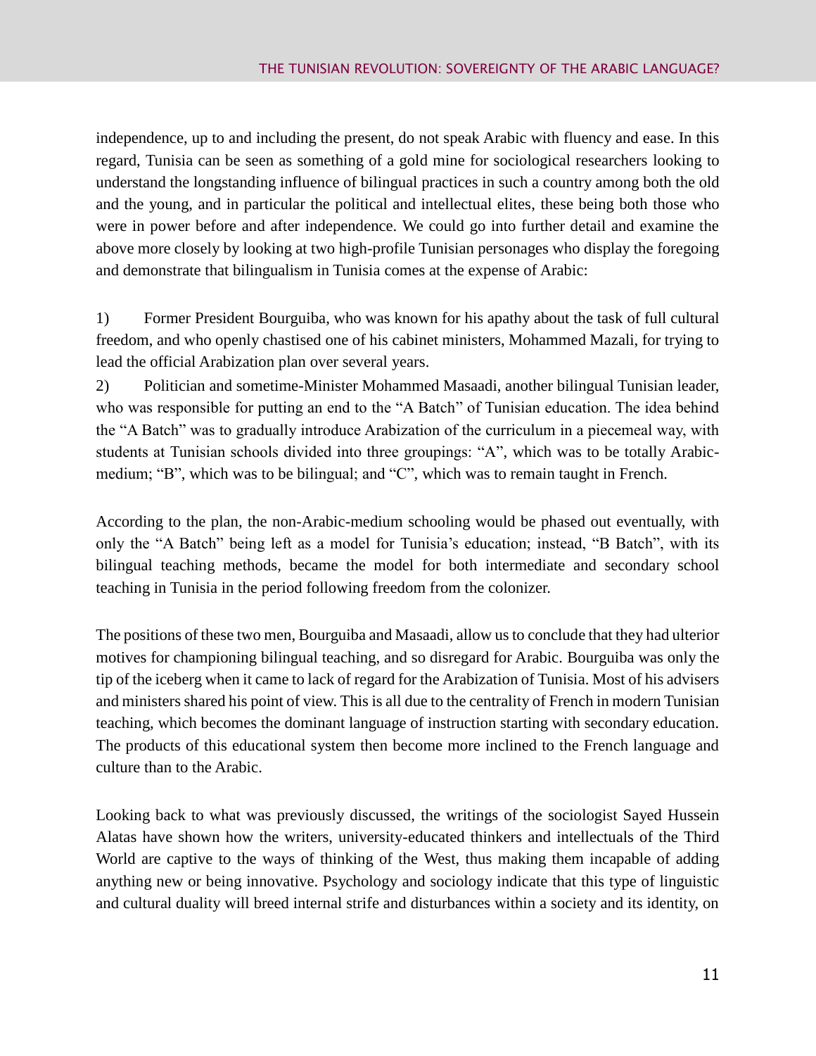independence, up to and including the present, do not speak Arabic with fluency and ease. In this regard, Tunisia can be seen as something of a gold mine for sociological researchers looking to understand the longstanding influence of bilingual practices in such a country among both the old and the young, and in particular the political and intellectual elites, these being both those who were in power before and after independence. We could go into further detail and examine the above more closely by looking at two high-profile Tunisian personages who display the foregoing and demonstrate that bilingualism in Tunisia comes at the expense of Arabic:

1) Former President Bourguiba, who was known for his apathy about the task of full cultural freedom, and who openly chastised one of his cabinet ministers, Mohammed Mazali, for trying to lead the official Arabization plan over several years.

2) Politician and sometime-Minister Mohammed Masaadi, another bilingual Tunisian leader, who was responsible for putting an end to the "A Batch" of Tunisian education. The idea behind the "A Batch" was to gradually introduce Arabization of the curriculum in a piecemeal way, with students at Tunisian schools divided into three groupings: "A", which was to be totally Arabic-medium; "B", which was to be bilingual; and "C", which was to remain taught in French.

According to the plan, the non-Arabic-medium schooling would be phased out eventually, with only the "A Batch" being left as a model for Tunisia's education; instead, "B Batch", with its bilingual teaching methods, became the model for both intermediate and secondary school teaching in Tunisia in the period following freedom from the colonizer.

The positions of these two men, Bourguiba and Masaadi, allow us to conclude that they had ulterior motives for championing bilingual teaching, and so disregard for Arabic. Bourguiba was only the tip of the iceberg when it came to lack of regard for the Arabization of Tunisia. Most of his advisers and ministers shared his point of view. This is all due to the centrality of French in modern Tunisian teaching, which becomes the dominant language of instruction starting with secondary education. The products of this educational system then become more inclined to the French language and culture than to the Arabic.

Looking back to what was previously discussed, the writings of the sociologist Sayed Hussein Alatas have shown how the writers, university-educated thinkers and intellectuals of the Third World are captive to the ways of thinking of the West, thus making them incapable of adding anything new or being innovative. Psychology and sociology indicate that this type of linguistic and cultural duality will breed internal strife and disturbances within a society and its identity, on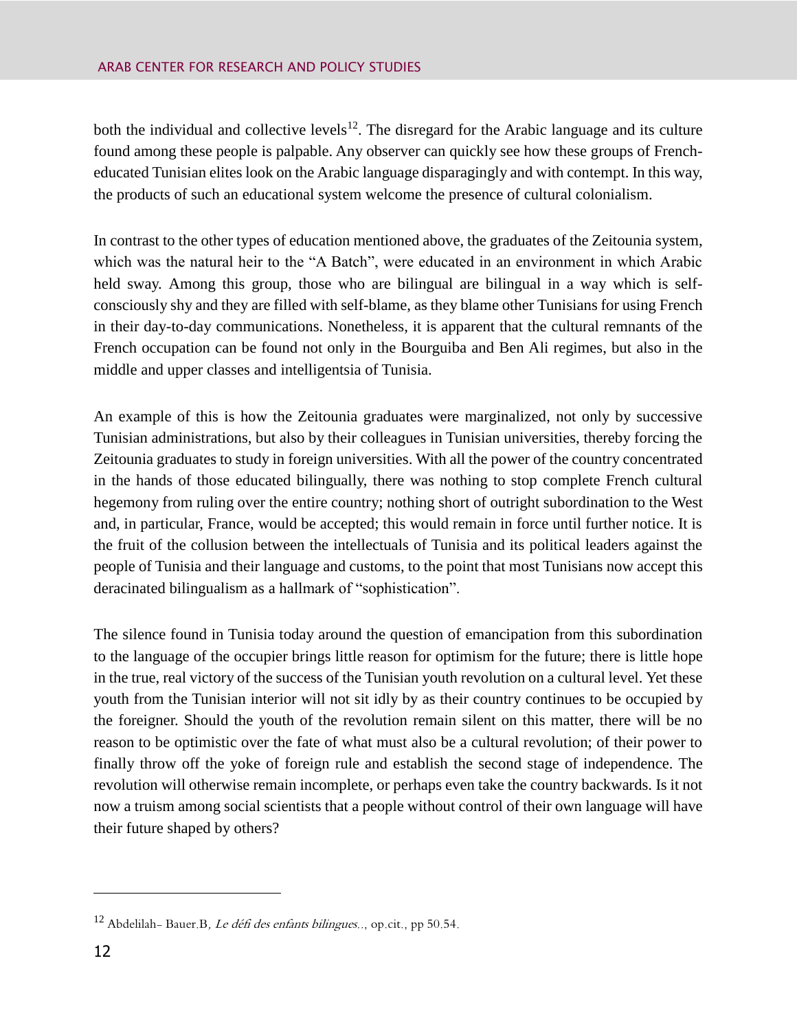both the individual and collective levels[12]. The disregard for the Arabic language and its culture found among these people is palpable. Any observer can quickly see how these groups of French-educated Tunisian elites look on the Arabic language disparagingly and with contempt. In this way, the products of such an educational system welcome the presence of cultural colonialism.

In contrast to the other types of education mentioned above, the graduates of the Zeitounia system, which was the natural heir to the "A Batch", were educated in an environment in which Arabic held sway. Among this group, those who are bilingual are bilingual in a way which is self-consciously shy and they are filled with self-blame, as they blame other Tunisians for using French in their day-to-day communications. Nonetheless, it is apparent that the cultural remnants of the French occupation can be found not only in the Bourguiba and Ben Ali regimes, but also in the middle and upper classes and intelligentsia of Tunisia.

An example of this is how the Zeitounia graduates were marginalized, not only by successive Tunisian administrations, but also by their colleagues in Tunisian universities, thereby forcing the Zeitounia graduates to study in foreign universities. With all the power of the country concentrated in the hands of those educated bilingually, there was nothing to stop complete French cultural hegemony from ruling over the entire country; nothing short of outright subordination to the West and, in particular, France, would be accepted; this would remain in force until further notice. It is the fruit of the collusion between the intellectuals of Tunisia and its political leaders against the people of Tunisia and their language and customs, to the point that most Tunisians now accept this deracinated bilingualism as a hallmark of "sophistication".

The silence found in Tunisia today around the question of emancipation from this subordination to the language of the occupier brings little reason for optimism for the future; there is little hope in the true, real victory of the success of the Tunisian youth revolution on a cultural level. Yet these youth from the Tunisian interior will not sit idly by as their country continues to be occupied by the foreigner. Should the youth of the revolution remain silent on this matter, there will be no reason to be optimistic over the fate of what must also be a cultural revolution; of their power to finally throw off the yoke of foreign rule and establish the second stage of independence. The revolution will otherwise remain incomplete, or perhaps even take the country backwards. Is it not now a truism among social scientists that a people without control of their own language will have their future shaped by others?

---

[12] Abdelilah- Bauer.B, *Le défi des enfants bilingues..*, op.cit., pp 50.54.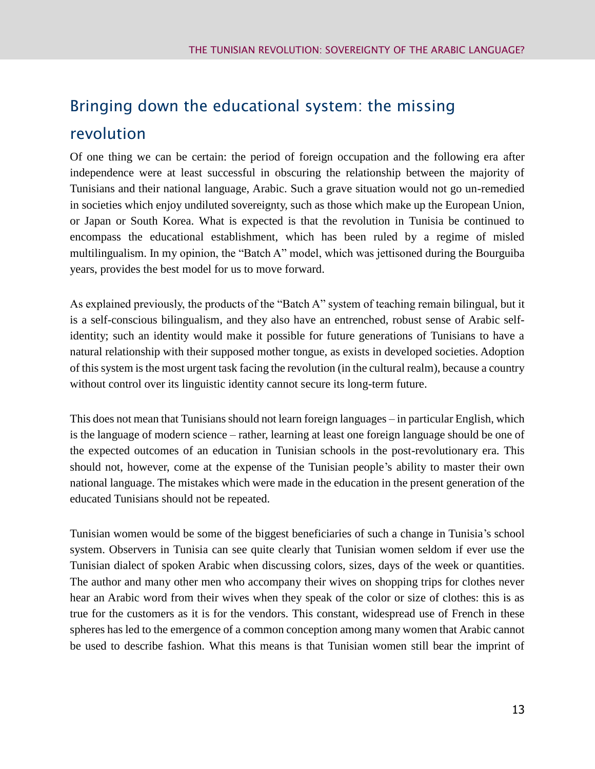## Bringing down the educational system: the missing revolution

Of one thing we can be certain: the period of foreign occupation and the following era after independence were at least successful in obscuring the relationship between the majority of Tunisians and their national language, Arabic. Such a grave situation would not go un-remedied in societies which enjoy undiluted sovereignty, such as those which make up the European Union, or Japan or South Korea. What is expected is that the revolution in Tunisia be continued to encompass the educational establishment, which has been ruled by a regime of misled multilingualism. In my opinion, the "Batch A" model, which was jettisoned during the Bourguiba years, provides the best model for us to move forward.

As explained previously, the products of the "Batch A" system of teaching remain bilingual, but it is a self-conscious bilingualism, and they also have an entrenched, robust sense of Arabic self-identity; such an identity would make it possible for future generations of Tunisians to have a natural relationship with their supposed mother tongue, as exists in developed societies. Adoption of this system is the most urgent task facing the revolution (in the cultural realm), because a country without control over its linguistic identity cannot secure its long-term future.

This does not mean that Tunisians should not learn foreign languages – in particular English, which is the language of modern science – rather, learning at least one foreign language should be one of the expected outcomes of an education in Tunisian schools in the post-revolutionary era. This should not, however, come at the expense of the Tunisian people's ability to master their own national language. The mistakes which were made in the education in the present generation of the educated Tunisians should not be repeated.

Tunisian women would be some of the biggest beneficiaries of such a change in Tunisia's school system. Observers in Tunisia can see quite clearly that Tunisian women seldom if ever use the Tunisian dialect of spoken Arabic when discussing colors, sizes, days of the week or quantities. The author and many other men who accompany their wives on shopping trips for clothes never hear an Arabic word from their wives when they speak of the color or size of clothes: this is as true for the customers as it is for the vendors. This constant, widespread use of French in these spheres has led to the emergence of a common conception among many women that Arabic cannot be used to describe fashion. What this means is that Tunisian women still bear the imprint of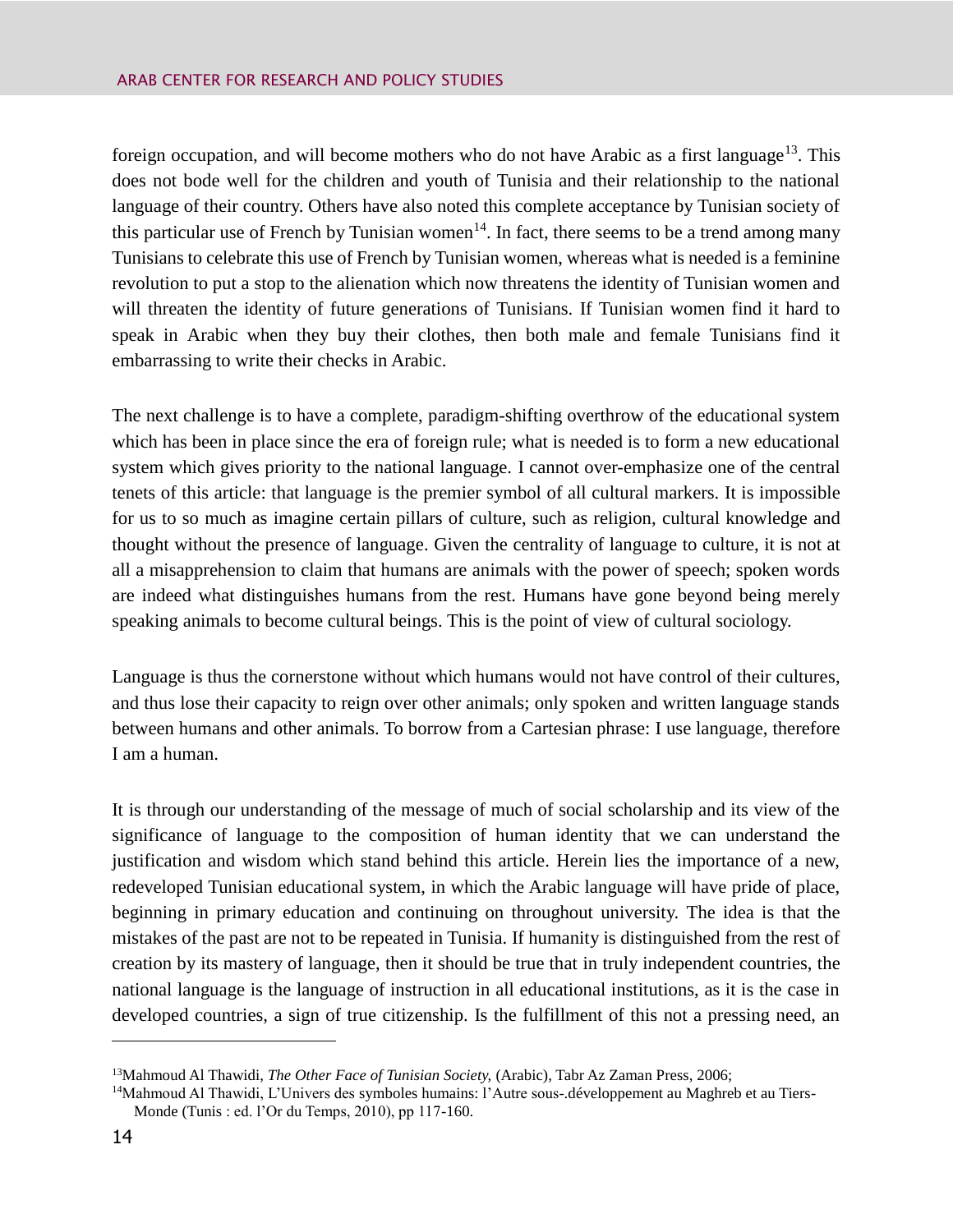foreign occupation, and will become mothers who do not have Arabic as a first language[13]. This does not bode well for the children and youth of Tunisia and their relationship to the national language of their country. Others have also noted this complete acceptance by Tunisian society of this particular use of French by Tunisian women[14]. In fact, there seems to be a trend among many Tunisians to celebrate this use of French by Tunisian women, whereas what is needed is a feminine revolution to put a stop to the alienation which now threatens the identity of Tunisian women and will threaten the identity of future generations of Tunisians. If Tunisian women find it hard to speak in Arabic when they buy their clothes, then both male and female Tunisians find it embarrassing to write their checks in Arabic.

The next challenge is to have a complete, paradigm-shifting overthrow of the educational system which has been in place since the era of foreign rule; what is needed is to form a new educational system which gives priority to the national language. I cannot over-emphasize one of the central tenets of this article: that language is the premier symbol of all cultural markers. It is impossible for us to so much as imagine certain pillars of culture, such as religion, cultural knowledge and thought without the presence of language. Given the centrality of language to culture, it is not at all a misapprehension to claim that humans are animals with the power of speech; spoken words are indeed what distinguishes humans from the rest. Humans have gone beyond being merely speaking animals to become cultural beings. This is the point of view of cultural sociology.

Language is thus the cornerstone without which humans would not have control of their cultures, and thus lose their capacity to reign over other animals; only spoken and written language stands between humans and other animals. To borrow from a Cartesian phrase: I use language, therefore I am a human.

It is through our understanding of the message of much of social scholarship and its view of the significance of language to the composition of human identity that we can understand the justification and wisdom which stand behind this article. Herein lies the importance of a new, redeveloped Tunisian educational system, in which the Arabic language will have pride of place, beginning in primary education and continuing on throughout university. The idea is that the mistakes of the past are not to be repeated in Tunisia. If humanity is distinguished from the rest of creation by its mastery of language, then it should be true that in truly independent countries, the national language is the language of instruction in all educational institutions, as it is the case in developed countries, a sign of true citizenship. Is the fulfillment of this not a pressing need, an

---

[13] Mahmoud Al Thawidi, *The Other Face of Tunisian Society,* (Arabic), Tabr Az Zaman Press, 2006;

[14] Mahmoud Al Thawidi, L'Univers des symboles humains: l'Autre sous-.développement au Maghreb et au Tiers-Monde (Tunis : ed. l'Or du Temps, 2010), pp 117-160.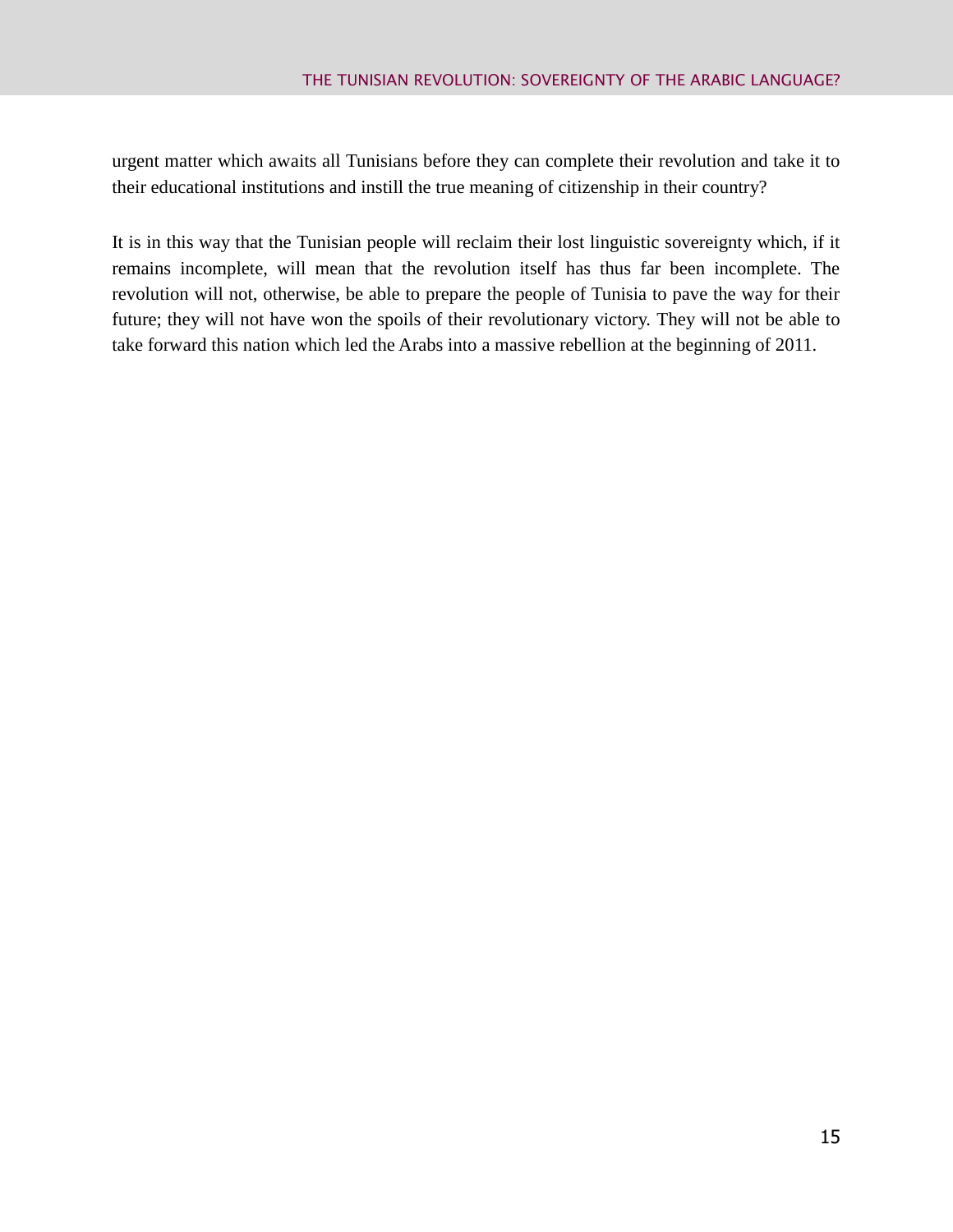urgent matter which awaits all Tunisians before they can complete their revolution and take it to their educational institutions and instill the true meaning of citizenship in their country?

It is in this way that the Tunisian people will reclaim their lost linguistic sovereignty which, if it remains incomplete, will mean that the revolution itself has thus far been incomplete. The revolution will not, otherwise, be able to prepare the people of Tunisia to pave the way for their future; they will not have won the spoils of their revolutionary victory. They will not be able to take forward this nation which led the Arabs into a massive rebellion at the beginning of 2011.